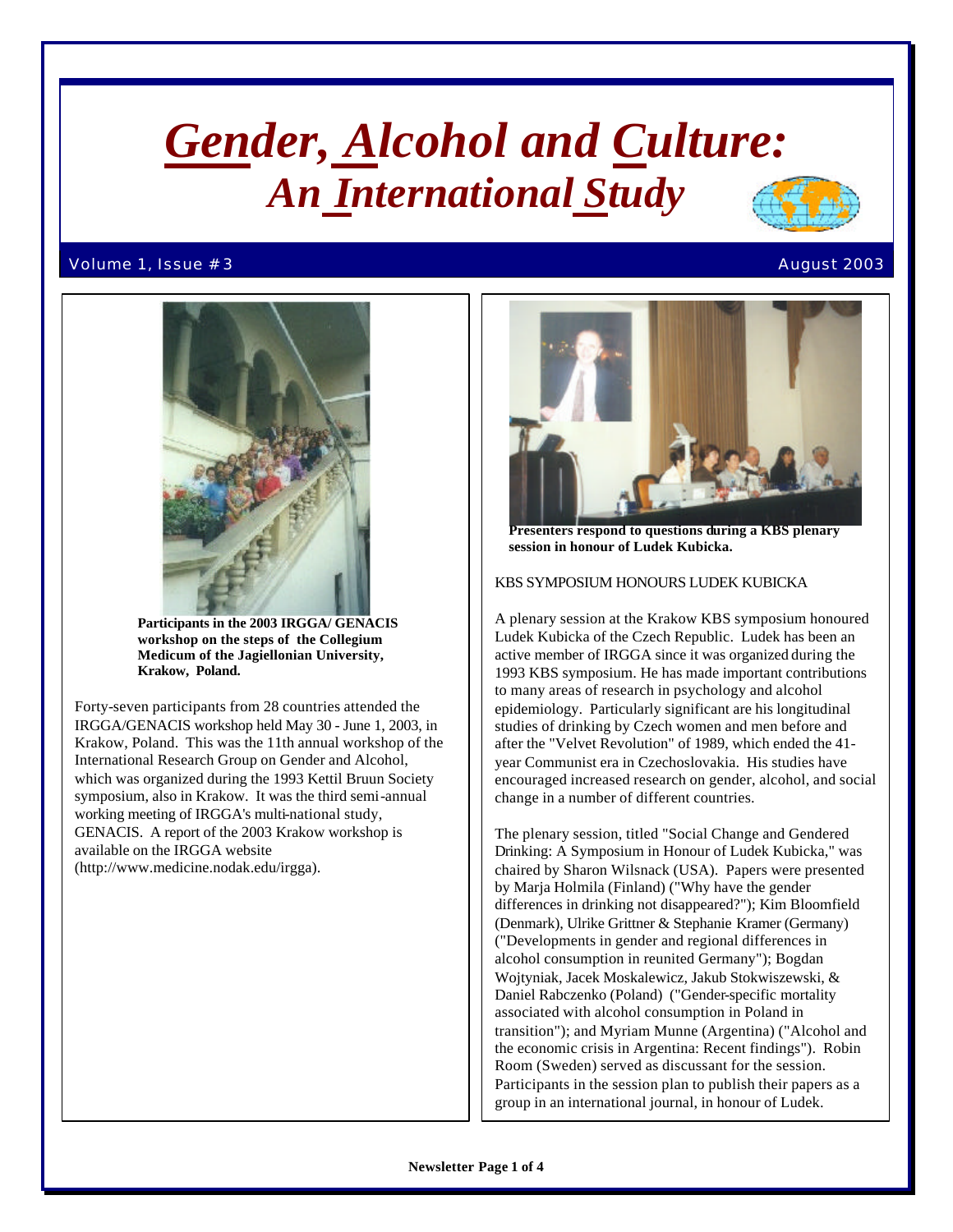# *Gender, Alcohol and Culture: An International Study*

Volume 1, Issue #3 — August 2003

**Participants in the 2003 IRGGA/ GENACIS workshop on the steps of the Collegium Medicum of the Jagiellonian University, Krakow, Poland.**

Forty-seven participants from 28 countries attended the IRGGA/GENACIS workshop held May 30 - June 1, 2003, in Krakow, Poland. This was the 11th annual workshop of the International Research Group on Gender and Alcohol, which was organized during the 1993 Kettil Bruun Society symposium, also in Krakow. It was the third semi-annual working meeting of IRGGA's multi-national study, GENACIS. A report of the 2003 Krakow workshop is available on the IRGGA website (http://www.medicine.nodak.edu/irgga).

**Presenters respond to questions during a KBS plenary session in honour of Ludek Kubicka.**

## KBS SYMPOSIUM HONOURS LUDEK KUBICKA

A plenary session at the Krakow KBS symposium honoured Ludek Kubicka of the Czech Republic. Ludek has been an active member of IRGGA since it was organized during the 1993 KBS symposium. He has made important contributions to many areas of research in psychology and alcohol epidemiology. Particularly significant are his longitudinal studies of drinking by Czech women and men before and after the "Velvet Revolution" of 1989, which ended the 41-year Communist era in Czechoslovakia. His studies have encouraged increased research on gender, alcohol, and social change in a number of different countries.

The plenary session, titled "Social Change and Gendered Drinking: A Symposium in Honour of Ludek Kubicka," was chaired by Sharon Wilsnack (USA). Papers were presented by Marja Holmila (Finland) ("Why have the gender differences in drinking not disappeared?"); Kim Bloomfield (Denmark), Ulrike Grittner & Stephanie Kramer (Germany) ("Developments in gender and regional differences in alcohol consumption in reunited Germany"); Bogdan Wojtyniak, Jacek Moskalewicz, Jakub Stokwiszewski, & Daniel Rabczenko (Poland) ("Gender-specific mortality associated with alcohol consumption in Poland in transition"); and Myriam Munne (Argentina) ("Alcohol and the economic crisis in Argentina: Recent findings"). Robin Room (Sweden) served as discussant for the session. Participants in the session plan to publish their papers as a group in an international journal, in honour of Ludek.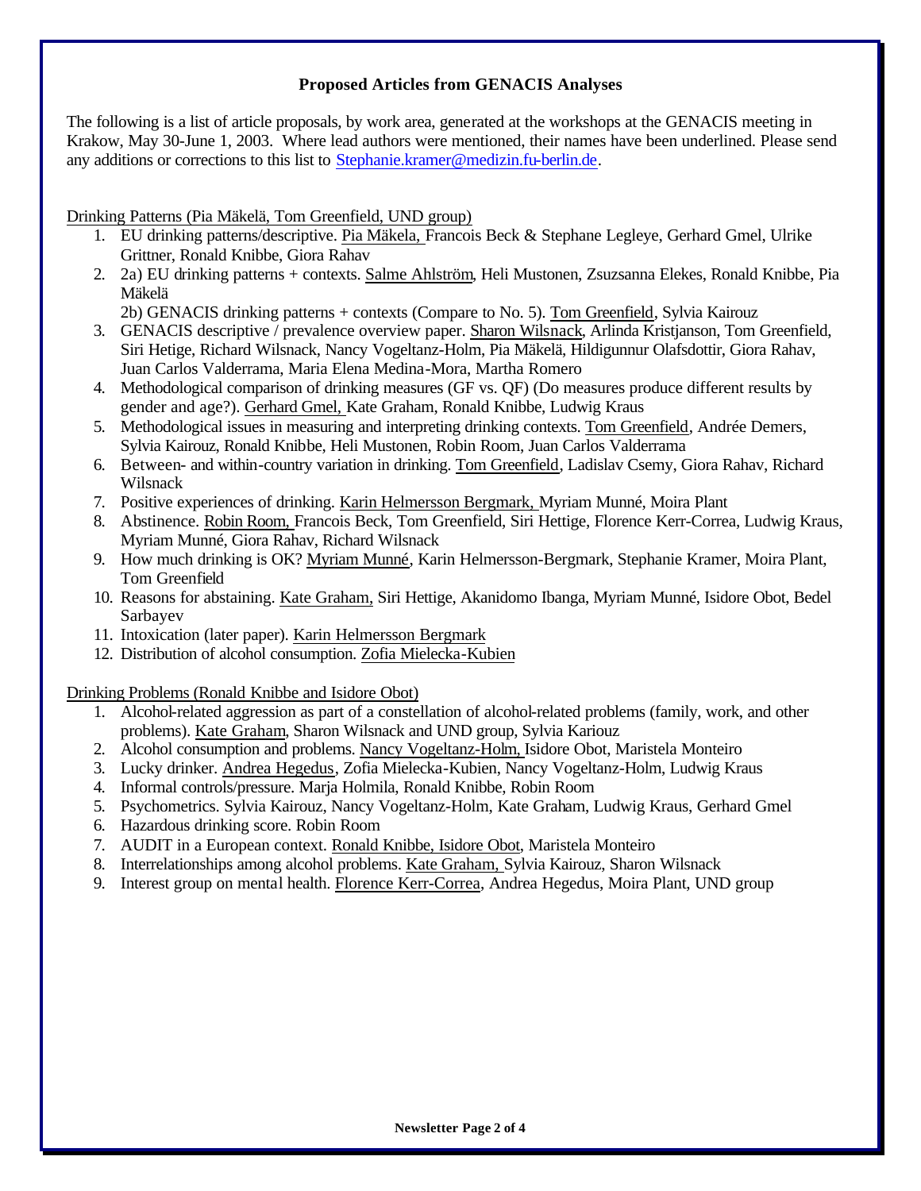### Proposed Articles from GENACIS Analyses

The following is a list of article proposals, by work area, generated at the workshops at the GENACIS meeting in Krakow, May 30-June 1, 2003. Where lead authors were mentioned, their names have been underlined. Please send any additions or corrections to this list to Stephanie.kramer@medizin.fu-berlin.de.

<u>Drinking Patterns (Pia Mäkelä, Tom Greenfield, UND group)</u>

1. EU drinking patterns/descriptive. <u>Pia Mäkela,</u> Francois Beck & Stephane Legleye, Gerhard Gmel, Ulrike Grittner, Ronald Knibbe, Giora Rahav
2. 2a) EU drinking patterns + contexts. <u>Salme Ahlström</u>, Heli Mustonen, Zsuzsanna Elekes, Ronald Knibbe, Pia Mäkelä

   2b) GENACIS drinking patterns + contexts (Compare to No. 5). <u>Tom Greenfield</u>, Sylvia Kairouz
3. GENACIS descriptive / prevalence overview paper. <u>Sharon Wilsnack</u>, Arlinda Kristjanson, Tom Greenfield, Siri Hetige, Richard Wilsnack, Nancy Vogeltanz-Holm, Pia Mäkelä, Hildigunnur Olafsdottir, Giora Rahav, Juan Carlos Valderrama, Maria Elena Medina-Mora, Martha Romero
4. Methodological comparison of drinking measures (GF vs. QF) (Do measures produce different results by gender and age?). <u>Gerhard Gmel,</u> Kate Graham, Ronald Knibbe, Ludwig Kraus
5. Methodological issues in measuring and interpreting drinking contexts. <u>Tom Greenfield</u>, Andrée Demers, Sylvia Kairouz, Ronald Knibbe, Heli Mustonen, Robin Room, Juan Carlos Valderrama
6. Between- and within-country variation in drinking. <u>Tom Greenfield</u>, Ladislav Csemy, Giora Rahav, Richard Wilsnack
7. Positive experiences of drinking. <u>Karin Helmersson Bergmark,</u> Myriam Munné, Moira Plant
8. Abstinence. <u>Robin Room,</u> Francois Beck, Tom Greenfield, Siri Hettige, Florence Kerr-Correa, Ludwig Kraus, Myriam Munné, Giora Rahav, Richard Wilsnack
9. How much drinking is OK? <u>Myriam Munné</u>, Karin Helmersson-Bergmark, Stephanie Kramer, Moira Plant, Tom Greenfield
10. Reasons for abstaining. <u>Kate Graham,</u> Siri Hettige, Akanidomo Ibanga, Myriam Munné, Isidore Obot, Bedel Sarbayev
11. Intoxication (later paper). <u>Karin Helmersson Bergmark</u>
12. Distribution of alcohol consumption. <u>Zofia Mielecka-Kubien</u>

<u>Drinking Problems (Ronald Knibbe and Isidore Obot)</u>

1. Alcohol-related aggression as part of a constellation of alcohol-related problems (family, work, and other problems). <u>Kate Graham</u>, Sharon Wilsnack and UND group, Sylvia Kariouz
2. Alcohol consumption and problems. <u>Nancy Vogeltanz-Holm,</u> Isidore Obot, Maristela Monteiro
3. Lucky drinker. <u>Andrea Hegedus</u>, Zofia Mielecka-Kubien, Nancy Vogeltanz-Holm, Ludwig Kraus
4. Informal controls/pressure. Marja Holmila, Ronald Knibbe, Robin Room
5. Psychometrics. Sylvia Kairouz, Nancy Vogeltanz-Holm, Kate Graham, Ludwig Kraus, Gerhard Gmel
6. Hazardous drinking score. Robin Room
7. AUDIT in a European context. <u>Ronald Knibbe, Isidore Obot</u>, Maristela Monteiro
8. Interrelationships among alcohol problems. <u>Kate Graham,</u> Sylvia Kairouz, Sharon Wilsnack
9. Interest group on mental health. <u>Florence Kerr-Correa</u>, Andrea Hegedus, Moira Plant, UND group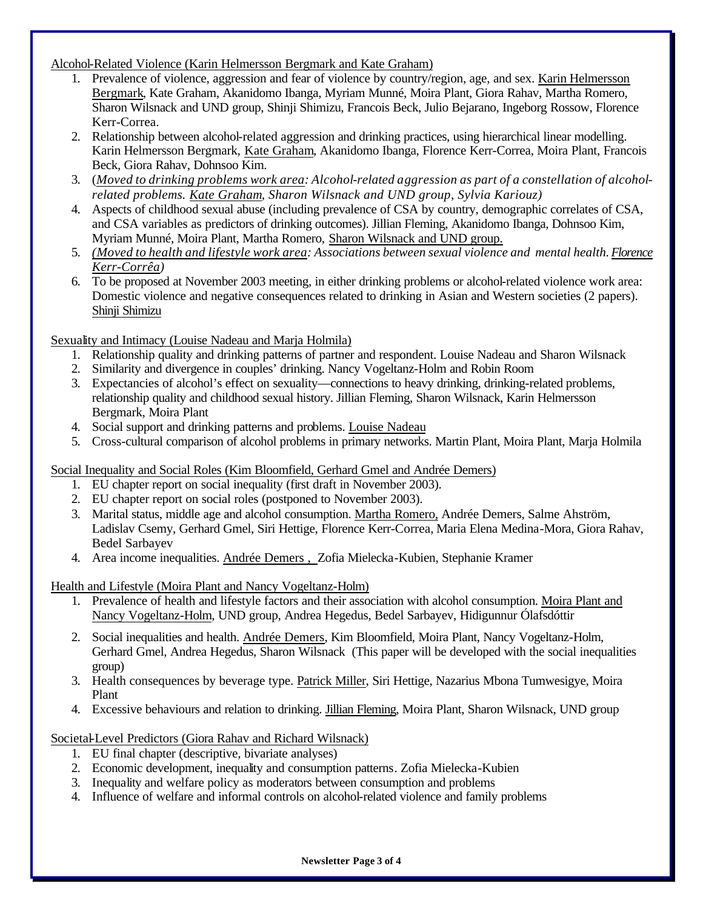Alcohol-Related Violence (Karin Helmersson Bergmark and Kate Graham)

1. Prevalence of violence, aggression and fear of violence by country/region, age, and sex. Karin Helmersson Bergmark, Kate Graham, Akanidomo Ibanga, Myriam Munné, Moira Plant, Giora Rahav, Martha Romero, Sharon Wilsnack and UND group, Shinji Shimizu, Francois Beck, Julio Bejarano, Ingeborg Rossow, Florence Kerr-Correa.
2. Relationship between alcohol-related aggression and drinking practices, using hierarchical linear modelling. Karin Helmersson Bergmark, Kate Graham, Akanidomo Ibanga, Florence Kerr-Correa, Moira Plant, Francois Beck, Giora Rahav, Dohnsoo Kim.
3. (*Moved to drinking problems work area: Alcohol-related aggression as part of a constellation of alcohol-related problems. Kate Graham, Sharon Wilsnack and UND group, Sylvia Kariouz)*
4. Aspects of childhood sexual abuse (including prevalence of CSA by country, demographic correlates of CSA, and CSA variables as predictors of drinking outcomes). Jillian Fleming, Akanidomo Ibanga, Dohnsoo Kim, Myriam Munné, Moira Plant, Martha Romero, Sharon Wilsnack and UND group.
5. *(Moved to health and lifestyle work area: Associations between sexual violence and mental health. Florence Kerr-Corrêa)*
6. To be proposed at November 2003 meeting, in either drinking problems or alcohol-related violence work area: Domestic violence and negative consequences related to drinking in Asian and Western societies (2 papers). Shinji Shimizu

Sexuality and Intimacy (Louise Nadeau and Marja Holmila)

1. Relationship quality and drinking patterns of partner and respondent. Louise Nadeau and Sharon Wilsnack
2. Similarity and divergence in couples' drinking. Nancy Vogeltanz-Holm and Robin Room
3. Expectancies of alcohol's effect on sexuality—connections to heavy drinking, drinking-related problems, relationship quality and childhood sexual history. Jillian Fleming, Sharon Wilsnack, Karin Helmersson Bergmark, Moira Plant
4. Social support and drinking patterns and problems. Louise Nadeau
5. Cross-cultural comparison of alcohol problems in primary networks. Martin Plant, Moira Plant, Marja Holmila

Social Inequality and Social Roles (Kim Bloomfield, Gerhard Gmel and Andrée Demers)

1. EU chapter report on social inequality (first draft in November 2003).
2. EU chapter report on social roles (postponed to November 2003).
3. Marital status, middle age and alcohol consumption. Martha Romero, Andrée Demers, Salme Ahström, Ladislav Csemy, Gerhard Gmel, Siri Hettige, Florence Kerr-Correa, Maria Elena Medina-Mora, Giora Rahav, Bedel Sarbayev
4. Area income inequalities. Andrée Demers , Zofia Mielecka-Kubien, Stephanie Kramer

Health and Lifestyle (Moira Plant and Nancy Vogeltanz-Holm)

1. Prevalence of health and lifestyle factors and their association with alcohol consumption. Moira Plant and Nancy Vogeltanz-Holm, UND group, Andrea Hegedus, Bedel Sarbayev, Hidigunnur Ólafsdóttir
2. Social inequalities and health. Andrée Demers, Kim Bloomfield, Moira Plant, Nancy Vogeltanz-Holm, Gerhard Gmel, Andrea Hegedus, Sharon Wilsnack (This paper will be developed with the social inequalities group)
3. Health consequences by beverage type. Patrick Miller, Siri Hettige, Nazarius Mbona Tumwesigye, Moira Plant
4. Excessive behaviours and relation to drinking. Jillian Fleming, Moira Plant, Sharon Wilsnack, UND group

Societal-Level Predictors (Giora Rahav and Richard Wilsnack)

1. EU final chapter (descriptive, bivariate analyses)
2. Economic development, inequality and consumption patterns. Zofia Mielecka-Kubien
3. Inequality and welfare policy as moderators between consumption and problems
4. Influence of welfare and informal controls on alcohol-related violence and family problems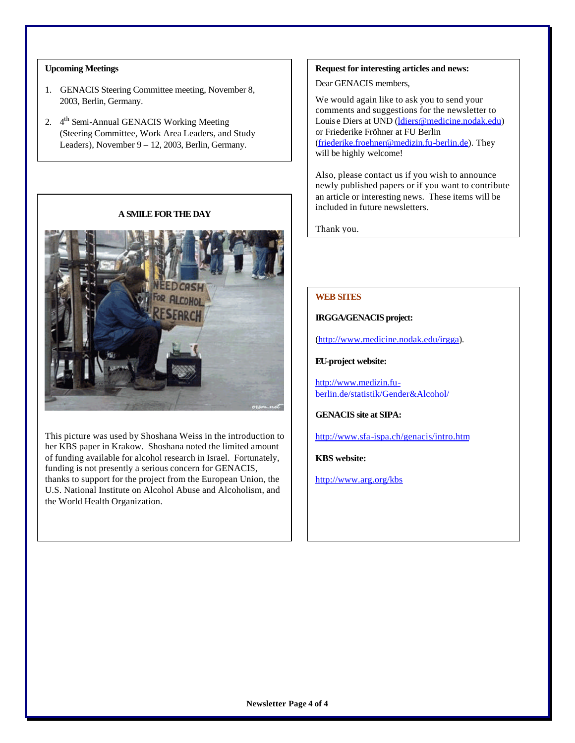**Upcoming Meetings**

1. GENACIS Steering Committee meeting, November 8, 2003, Berlin, Germany.
2. 4th Semi-Annual GENACIS Working Meeting (Steering Committee, Work Area Leaders, and Study Leaders), November 9 – 12, 2003, Berlin, Germany.

**A SMILE FOR THE DAY**

This picture was used by Shoshana Weiss in the introduction to her KBS paper in Krakow. Shoshana noted the limited amount of funding available for alcohol research in Israel. Fortunately, funding is not presently a serious concern for GENACIS, thanks to support for the project from the European Union, the U.S. National Institute on Alcohol Abuse and Alcoholism, and the World Health Organization.

**Request for interesting articles and news:**

Dear GENACIS members,

We would again like to ask you to send your comments and suggestions for the newsletter to Louise Diers at UND (ldiers@medicine.nodak.edu) or Friederike Fröhner at FU Berlin (friederike.froehner@medizin.fu-berlin.de). They will be highly welcome!

Also, please contact us if you wish to announce newly published papers or if you want to contribute an article or interesting news. These items will be included in future newsletters.

Thank you.

**WEB SITES**

**IRGGA/GENACIS project:**

(http://www.medicine.nodak.edu/irgga).

**EU-project website:**

http://www.medizin.fu-berlin.de/statistik/Gender&Alcohol/

**GENACIS site at SIPA:**

http://www.sfa-ispa.ch/genacis/intro.htm

**KBS website:**

http://www.arg.org/kbs